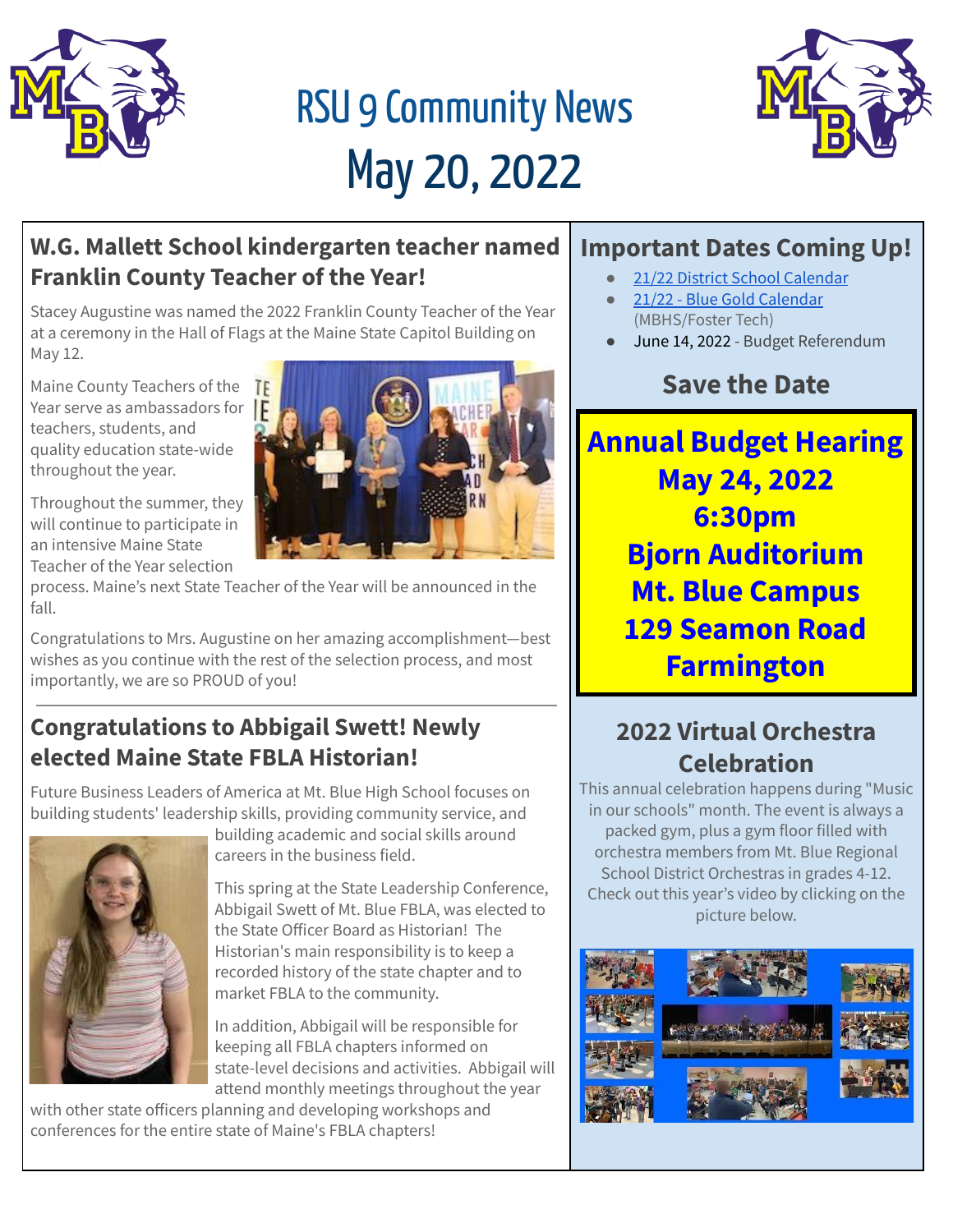# RSU 9 Community News

# May 20, 2022

## W.G. Mallett School kindergarten teacher named Franklin County Teacher of the Year!

Stacey Augustine was named the 2022 Franklin County Teacher of the Year at a ceremony in the Hall of Flags at the Maine State Capitol Building on May 12.

Maine County Teachers of the Year serve as ambassadors for teachers, students, and quality education state-wide throughout the year.

Throughout the summer, they will continue to participate in an intensive Maine State Teacher of the Year selection process. Maine's next State Teacher of the Year will be announced in the fall.

Congratulations to Mrs. Augustine on her amazing accomplishment—best wishes as you continue with the rest of the selection process, and most importantly, we are so PROUD of you!

---

## Congratulations to Abbigail Swett! Newly elected Maine State FBLA Historian!

Future Business Leaders of America at Mt. Blue High School focuses on building students' leadership skills, providing community service, and building academic and social skills around careers in the business field.

This spring at the State Leadership Conference, Abbigail Swett of Mt. Blue FBLA, was elected to the State Officer Board as Historian! The Historian's main responsibility is to keep a recorded history of the state chapter and to market FBLA to the community.

In addition, Abbigail will be responsible for keeping all FBLA chapters informed on state-level decisions and activities. Abbigail will attend monthly meetings throughout the year with other state officers planning and developing workshops and conferences for the entire state of Maine's FBLA chapters!

## Important Dates Coming Up!

- 21/22 District School Calendar
- 21/22 - Blue Gold Calendar (MBHS/Foster Tech)
- June 14, 2022 - Budget Referendum

### Save the Date

**Annual Budget Hearing**
**May 24, 2022**
**6:30pm**
**Bjorn Auditorium**
**Mt. Blue Campus**
**129 Seamon Road**
**Farmington**

## 2022 Virtual Orchestra Celebration

This annual celebration happens during "Music in our schools" month. The event is always a packed gym, plus a gym floor filled with orchestra members from Mt. Blue Regional School District Orchestras in grades 4-12. Check out this year's video by clicking on the picture below.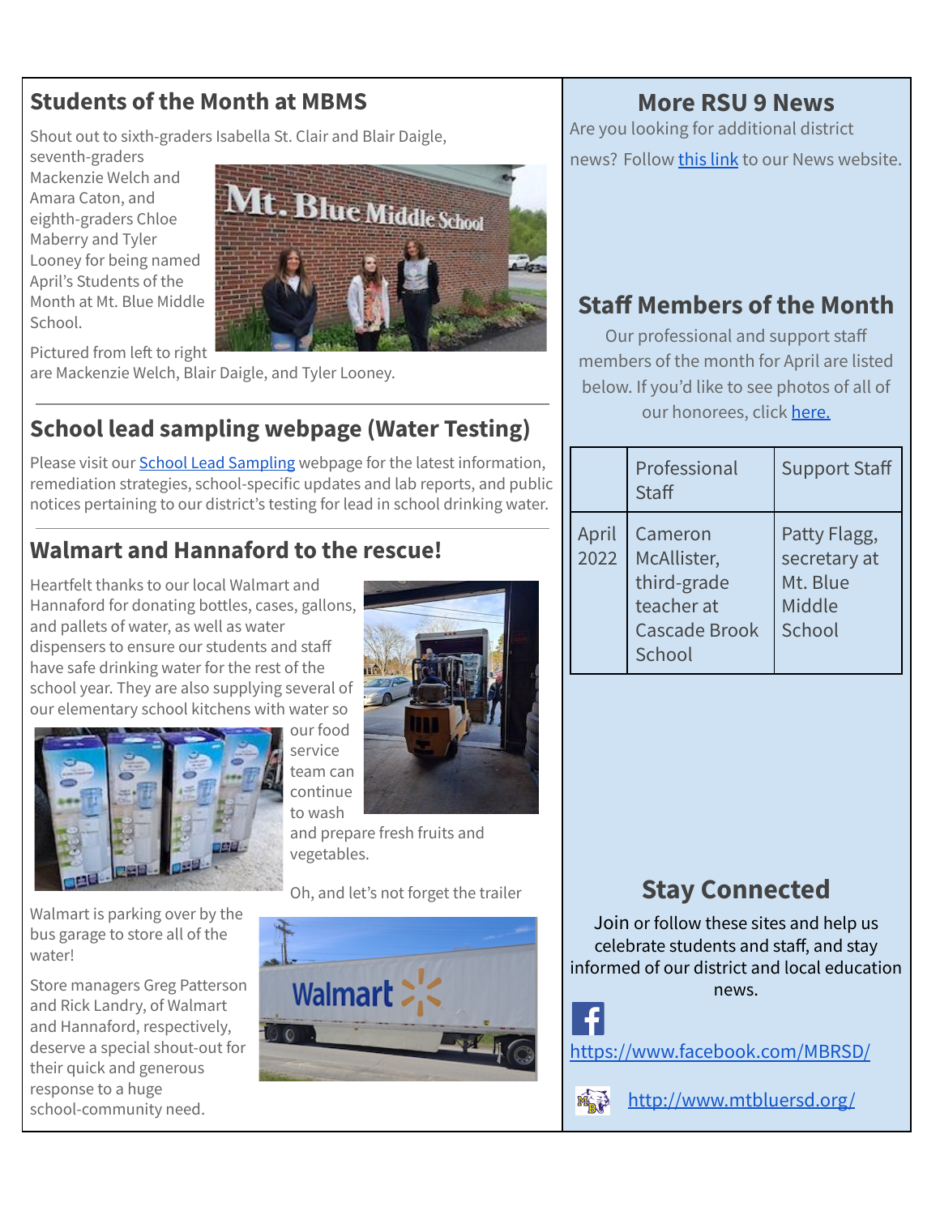## Students of the Month at MBMS

Shout out to sixth-graders Isabella St. Clair and Blair Daigle, seventh-graders Mackenzie Welch and Amara Caton, and eighth-graders Chloe Maberry and Tyler Looney for being named April's Students of the Month at Mt. Blue Middle School.

Pictured from left to right are Mackenzie Welch, Blair Daigle, and Tyler Looney.

---

## School lead sampling webpage (Water Testing)

Please visit our School Lead Sampling webpage for the latest information, remediation strategies, school-specific updates and lab reports, and public notices pertaining to our district's testing for lead in school drinking water.

---

## Walmart and Hannaford to the rescue!

Heartfelt thanks to our local Walmart and Hannaford for donating bottles, cases, gallons, and pallets of water, as well as water dispensers to ensure our students and staff have safe drinking water for the rest of the school year. They are also supplying several of our elementary school kitchens with water so our food service team can continue to wash and prepare fresh fruits and vegetables.

Oh, and let's not forget the trailer Walmart is parking over by the bus garage to store all of the water!

Store managers Greg Patterson and Rick Landry, of Walmart and Hannaford, respectively, deserve a special shout-out for their quick and generous response to a huge school-community need.

## More RSU 9 News

Are you looking for additional district news? Follow this link to our News website.

## Staff Members of the Month

Our professional and support staff members of the month for April are listed below. If you'd like to see photos of all of our honorees, click here.

| | Professional Staff | Support Staff |
|---|---|---|
| April 2022 | Cameron McAllister, third-grade teacher at Cascade Brook School | Patty Flagg, secretary at Mt. Blue Middle School |

## Stay Connected

Join or follow these sites and help us celebrate students and staff, and stay informed of our district and local education news.

https://www.facebook.com/MBRSD/

http://www.mtbluersd.org/